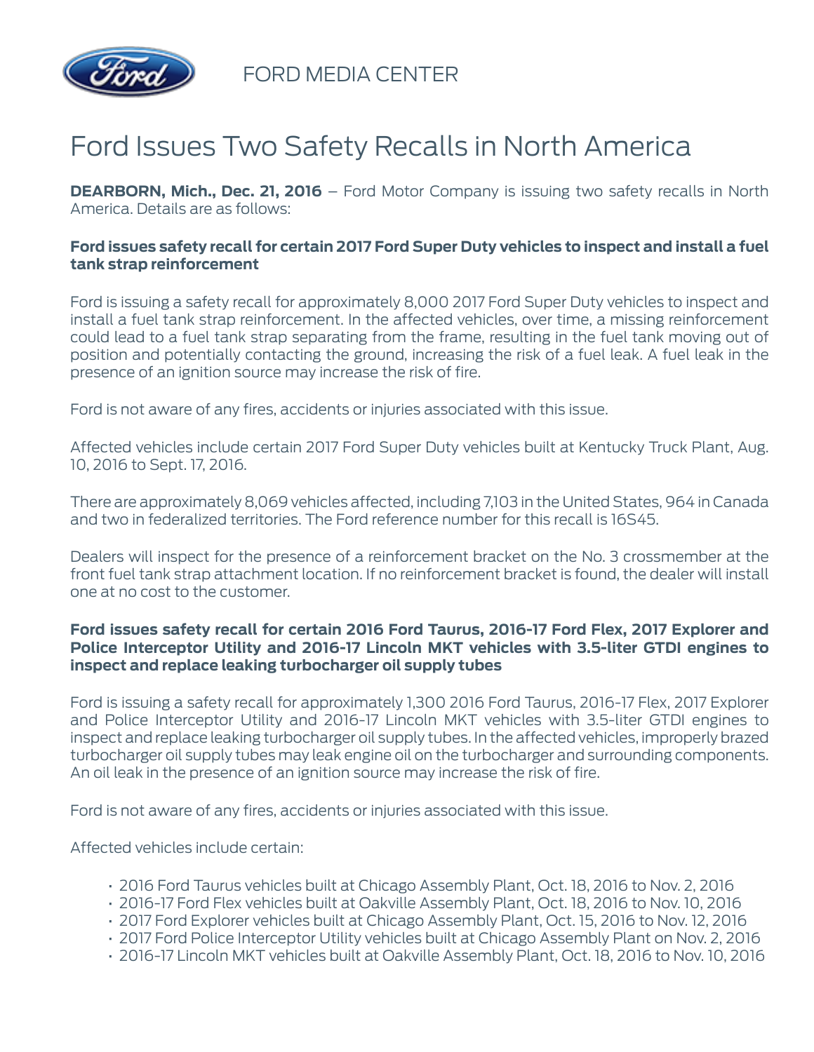FORD MEDIA CENTER

# Ford Issues Two Safety Recalls in North America

**DEARBORN, Mich., Dec. 21, 2016** – Ford Motor Company is issuing two safety recalls in North America. Details are as follows:

**Ford issues safety recall for certain 2017 Ford Super Duty vehicles to inspect and install a fuel tank strap reinforcement**

Ford is issuing a safety recall for approximately 8,000 2017 Ford Super Duty vehicles to inspect and install a fuel tank strap reinforcement. In the affected vehicles, over time, a missing reinforcement could lead to a fuel tank strap separating from the frame, resulting in the fuel tank moving out of position and potentially contacting the ground, increasing the risk of a fuel leak. A fuel leak in the presence of an ignition source may increase the risk of fire.

Ford is not aware of any fires, accidents or injuries associated with this issue.

Affected vehicles include certain 2017 Ford Super Duty vehicles built at Kentucky Truck Plant, Aug. 10, 2016 to Sept. 17, 2016.

There are approximately 8,069 vehicles affected, including 7,103 in the United States, 964 in Canada and two in federalized territories. The Ford reference number for this recall is 16S45.

Dealers will inspect for the presence of a reinforcement bracket on the No. 3 crossmember at the front fuel tank strap attachment location. If no reinforcement bracket is found, the dealer will install one at no cost to the customer.

**Ford issues safety recall for certain 2016 Ford Taurus, 2016-17 Ford Flex, 2017 Explorer and Police Interceptor Utility and 2016-17 Lincoln MKT vehicles with 3.5-liter GTDI engines to inspect and replace leaking turbocharger oil supply tubes**

Ford is issuing a safety recall for approximately 1,300 2016 Ford Taurus, 2016-17 Flex, 2017 Explorer and Police Interceptor Utility and 2016-17 Lincoln MKT vehicles with 3.5-liter GTDI engines to inspect and replace leaking turbocharger oil supply tubes. In the affected vehicles, improperly brazed turbocharger oil supply tubes may leak engine oil on the turbocharger and surrounding components. An oil leak in the presence of an ignition source may increase the risk of fire.

Ford is not aware of any fires, accidents or injuries associated with this issue.

Affected vehicles include certain:

- 2016 Ford Taurus vehicles built at Chicago Assembly Plant, Oct. 18, 2016 to Nov. 2, 2016
- 2016-17 Ford Flex vehicles built at Oakville Assembly Plant, Oct. 18, 2016 to Nov. 10, 2016
- 2017 Ford Explorer vehicles built at Chicago Assembly Plant, Oct. 15, 2016 to Nov. 12, 2016
- 2017 Ford Police Interceptor Utility vehicles built at Chicago Assembly Plant on Nov. 2, 2016
- 2016-17 Lincoln MKT vehicles built at Oakville Assembly Plant, Oct. 18, 2016 to Nov. 10, 2016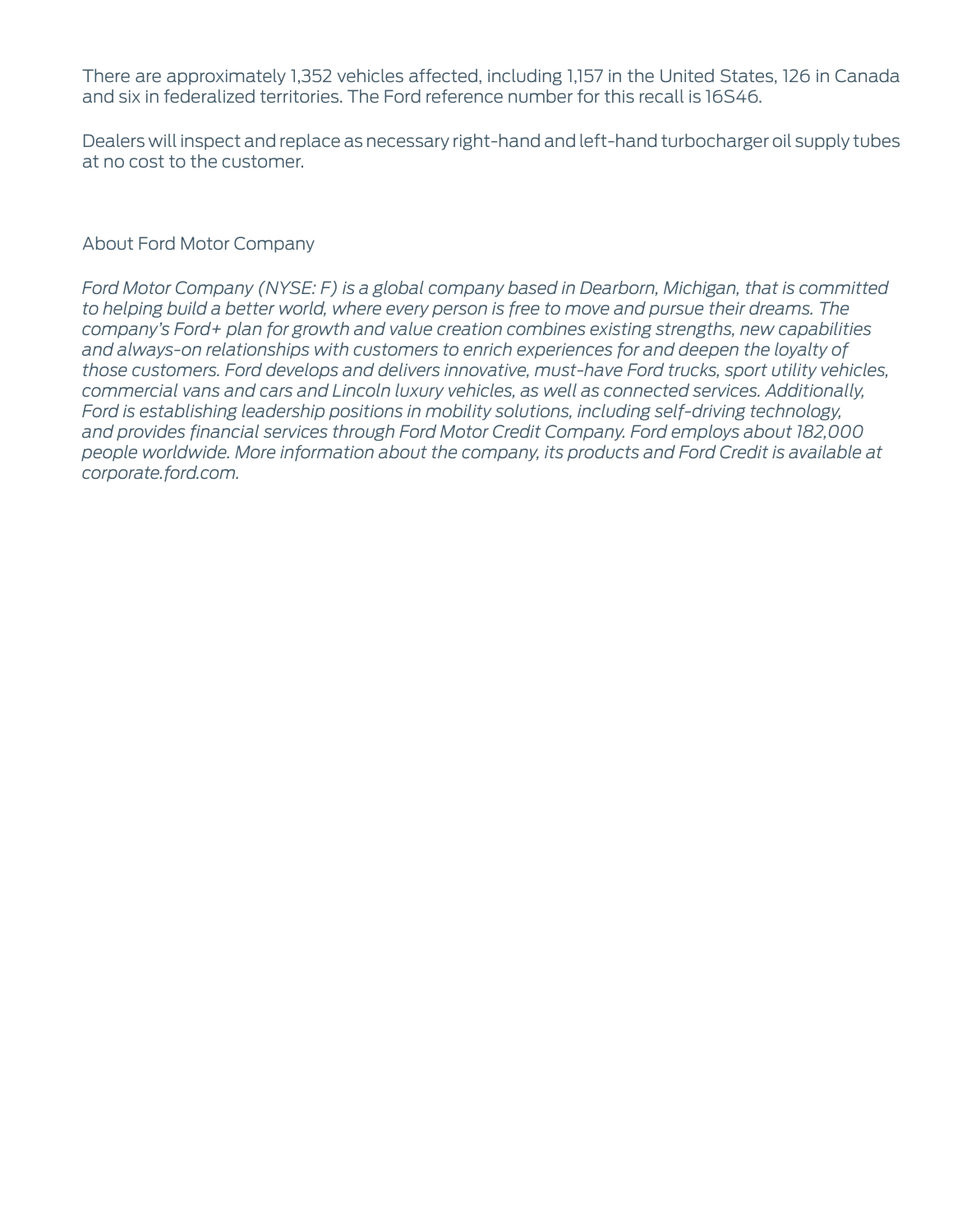There are approximately 1,352 vehicles affected, including 1,157 in the United States, 126 in Canada and six in federalized territories. The Ford reference number for this recall is 16S46.

Dealers will inspect and replace as necessary right-hand and left-hand turbocharger oil supply tubes at no cost to the customer.

About Ford Motor Company

*Ford Motor Company (NYSE: F) is a global company based in Dearborn, Michigan, that is committed to helping build a better world, where every person is free to move and pursue their dreams. The company's Ford+ plan for growth and value creation combines existing strengths, new capabilities and always-on relationships with customers to enrich experiences for and deepen the loyalty of those customers. Ford develops and delivers innovative, must-have Ford trucks, sport utility vehicles, commercial vans and cars and Lincoln luxury vehicles, as well as connected services. Additionally, Ford is establishing leadership positions in mobility solutions, including self-driving technology, and provides financial services through Ford Motor Credit Company. Ford employs about 182,000 people worldwide. More information about the company, its products and Ford Credit is available at corporate.ford.com.*